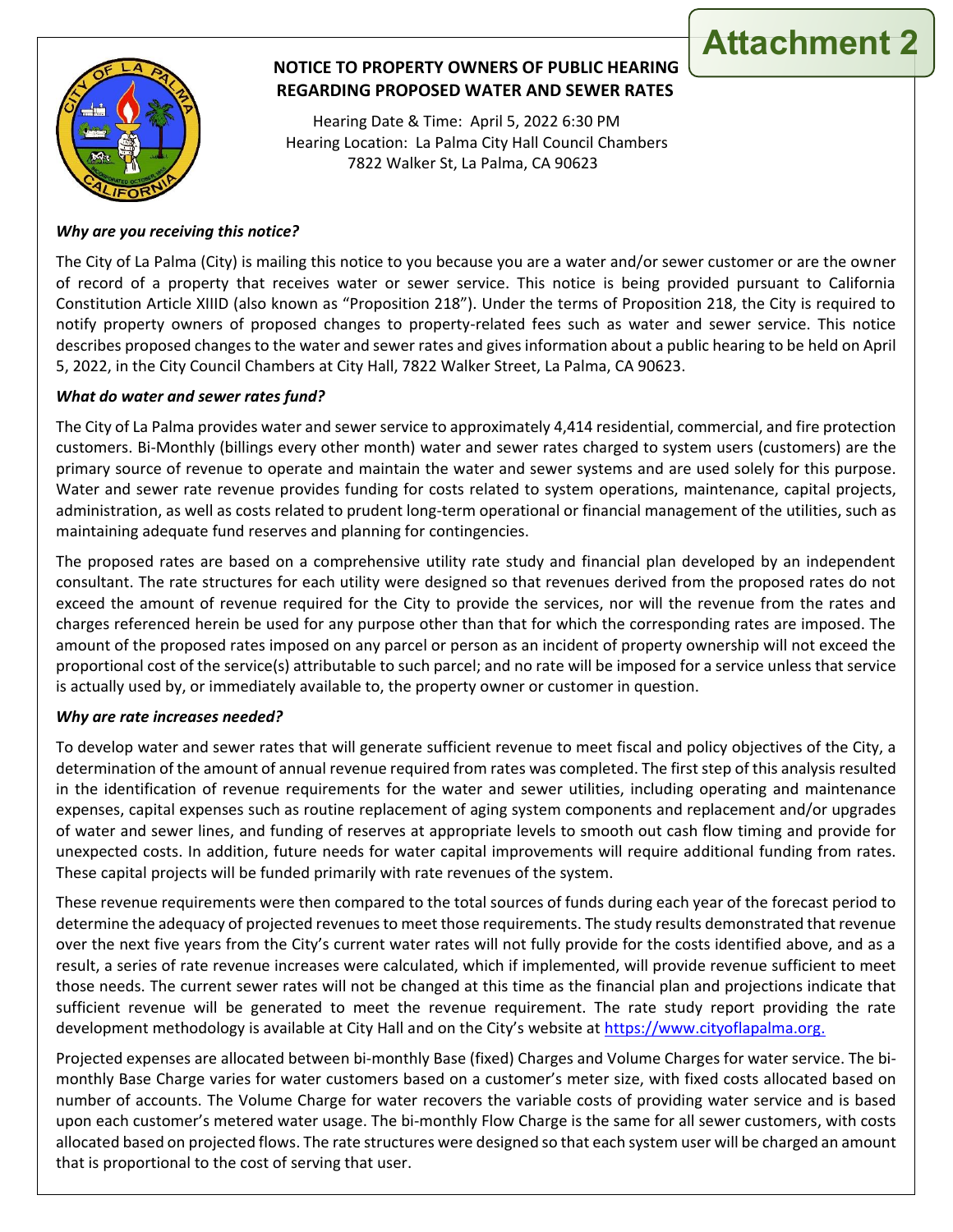Attachment 2

# NOTICE TO PROPERTY OWNERS OF PUBLIC HEARING REGARDING PROPOSED WATER AND SEWER RATES

Hearing Date & Time: April 5, 2022 6:30 PM
Hearing Location: La Palma City Hall Council Chambers
7822 Walker St, La Palma, CA 90623

***Why are you receiving this notice?***

The City of La Palma (City) is mailing this notice to you because you are a water and/or sewer customer or are the owner of record of a property that receives water or sewer service. This notice is being provided pursuant to California Constitution Article XIIID (also known as "Proposition 218"). Under the terms of Proposition 218, the City is required to notify property owners of proposed changes to property-related fees such as water and sewer service. This notice describes proposed changes to the water and sewer rates and gives information about a public hearing to be held on April 5, 2022, in the City Council Chambers at City Hall, 7822 Walker Street, La Palma, CA 90623.

***What do water and sewer rates fund?***

The City of La Palma provides water and sewer service to approximately 4,414 residential, commercial, and fire protection customers. Bi-Monthly (billings every other month) water and sewer rates charged to system users (customers) are the primary source of revenue to operate and maintain the water and sewer systems and are used solely for this purpose. Water and sewer rate revenue provides funding for costs related to system operations, maintenance, capital projects, administration, as well as costs related to prudent long-term operational or financial management of the utilities, such as maintaining adequate fund reserves and planning for contingencies.

The proposed rates are based on a comprehensive utility rate study and financial plan developed by an independent consultant. The rate structures for each utility were designed so that revenues derived from the proposed rates do not exceed the amount of revenue required for the City to provide the services, nor will the revenue from the rates and charges referenced herein be used for any purpose other than that for which the corresponding rates are imposed. The amount of the proposed rates imposed on any parcel or person as an incident of property ownership will not exceed the proportional cost of the service(s) attributable to such parcel; and no rate will be imposed for a service unless that service is actually used by, or immediately available to, the property owner or customer in question.

***Why are rate increases needed?***

To develop water and sewer rates that will generate sufficient revenue to meet fiscal and policy objectives of the City, a determination of the amount of annual revenue required from rates was completed. The first step of this analysis resulted in the identification of revenue requirements for the water and sewer utilities, including operating and maintenance expenses, capital expenses such as routine replacement of aging system components and replacement and/or upgrades of water and sewer lines, and funding of reserves at appropriate levels to smooth out cash flow timing and provide for unexpected costs. In addition, future needs for water capital improvements will require additional funding from rates. These capital projects will be funded primarily with rate revenues of the system.

These revenue requirements were then compared to the total sources of funds during each year of the forecast period to determine the adequacy of projected revenues to meet those requirements. The study results demonstrated that revenue over the next five years from the City's current water rates will not fully provide for the costs identified above, and as a result, a series of rate revenue increases were calculated, which if implemented, will provide revenue sufficient to meet those needs. The current sewer rates will not be changed at this time as the financial plan and projections indicate that sufficient revenue will be generated to meet the revenue requirement. The rate study report providing the rate development methodology is available at City Hall and on the City's website at https://www.cityoflapalma.org.

Projected expenses are allocated between bi-monthly Base (fixed) Charges and Volume Charges for water service. The bi-monthly Base Charge varies for water customers based on a customer's meter size, with fixed costs allocated based on number of accounts. The Volume Charge for water recovers the variable costs of providing water service and is based upon each customer's metered water usage. The bi-monthly Flow Charge is the same for all sewer customers, with costs allocated based on projected flows. The rate structures were designed so that each system user will be charged an amount that is proportional to the cost of serving that user.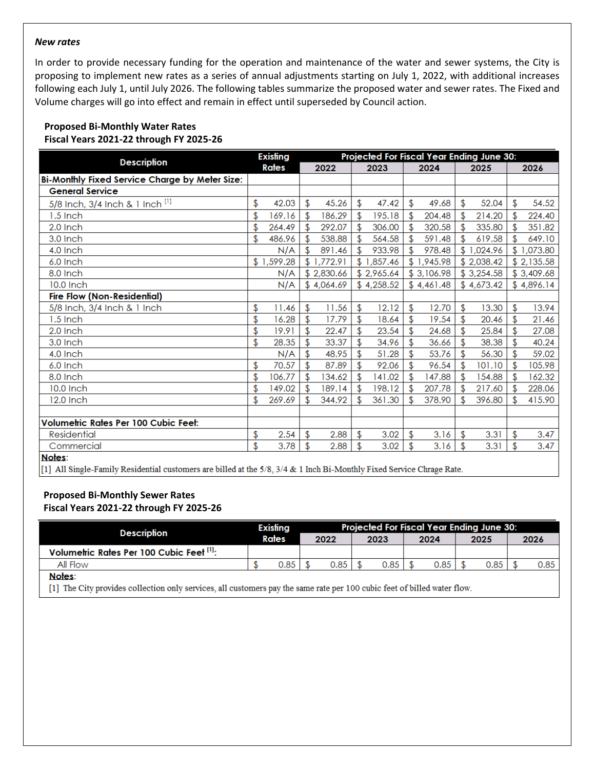***New rates***

In order to provide necessary funding for the operation and maintenance of the water and sewer systems, the City is proposing to implement new rates as a series of annual adjustments starting on July 1, 2022, with additional increases following each July 1, until July 2026. The following tables summarize the proposed water and sewer rates. The Fixed and Volume charges will go into effect and remain in effect until superseded by Council action.

**Proposed Bi-Monthly Water Rates**
**Fiscal Years 2021-22 through FY 2025-26**

| Description | Existing Rates | Projected For Fiscal Year Ending June 30: | | | | |
|---|---|---|---|---|---|---|
| | | 2022 | 2023 | 2024 | 2025 | 2026 |
| **Bi-Monthly Fixed Service Charge by Meter Size:** | | | | | | |
| **General Service** | | | | | | |
| 5/8 Inch, 3/4 Inch & 1 Inch [1] | $ 42.03 | $ 45.26 | $ 47.42 | $ 49.68 | $ 52.04 | $ 54.52 |
| 1.5 Inch | $ 169.16 | $ 186.29 | $ 195.18 | $ 204.48 | $ 214.20 | $ 224.40 |
| 2.0 Inch | $ 264.49 | $ 292.07 | $ 306.00 | $ 320.58 | $ 335.80 | $ 351.82 |
| 3.0 Inch | $ 486.96 | $ 538.88 | $ 564.58 | $ 591.48 | $ 619.58 | $ 649.10 |
| 4.0 Inch | N/A | $ 891.46 | $ 933.98 | $ 978.48 | $ 1,024.96 | $ 1,073.80 |
| 6.0 Inch | $ 1,599.28 | $ 1,772.91 | $ 1,857.46 | $ 1,945.98 | $ 2,038.42 | $ 2,135.58 |
| 8.0 Inch | N/A | $ 2,830.66 | $ 2,965.64 | $ 3,106.98 | $ 3,254.58 | $ 3,409.68 |
| 10.0 Inch | N/A | $ 4,064.69 | $ 4,258.52 | $ 4,461.48 | $ 4,673.42 | $ 4,896.14 |
| **Fire Flow (Non-Residential)** | | | | | | |
| 5/8 Inch, 3/4 Inch & 1 Inch | $ 11.46 | $ 11.56 | $ 12.12 | $ 12.70 | $ 13.30 | $ 13.94 |
| 1.5 Inch | $ 16.28 | $ 17.79 | $ 18.64 | $ 19.54 | $ 20.46 | $ 21.46 |
| 2.0 Inch | $ 19.91 | $ 22.47 | $ 23.54 | $ 24.68 | $ 25.84 | $ 27.08 |
| 3.0 Inch | $ 28.35 | $ 33.37 | $ 34.96 | $ 36.66 | $ 38.38 | $ 40.24 |
| 4.0 Inch | N/A | $ 48.95 | $ 51.28 | $ 53.76 | $ 56.30 | $ 59.02 |
| 6.0 Inch | $ 70.57 | $ 87.89 | $ 92.06 | $ 96.54 | $ 101.10 | $ 105.98 |
| 8.0 Inch | $ 106.77 | $ 134.62 | $ 141.02 | $ 147.88 | $ 154.88 | $ 162.32 |
| 10.0 Inch | $ 149.02 | $ 189.14 | $ 198.12 | $ 207.78 | $ 217.60 | $ 228.06 |
| 12.0 Inch | $ 269.69 | $ 344.92 | $ 361.30 | $ 378.90 | $ 396.80 | $ 415.90 |
| | | | | | | |
| **Volumetric Rates Per 100 Cubic Feet:** | | | | | | |
| Residential | $ 2.54 | $ 2.88 | $ 3.02 | $ 3.16 | $ 3.31 | $ 3.47 |
| Commercial | $ 3.78 | $ 2.88 | $ 3.02 | $ 3.16 | $ 3.31 | $ 3.47 |

**Notes**:
[1] All Single-Family Residential customers are billed at the 5/8, 3/4 & 1 Inch Bi-Monthly Fixed Service Chrage Rate.

**Proposed Bi-Monthly Sewer Rates**
**Fiscal Years 2021-22 through FY 2025-26**

| Description | Existing Rates | Projected For Fiscal Year Ending June 30: | | | | |
|---|---|---|---|---|---|---|
| | | 2022 | 2023 | 2024 | 2025 | 2026 |
| **Volumetric Rates Per 100 Cubic Feet [1]:** | | | | | | |
| All Flow | $ 0.85 | $ 0.85 | $ 0.85 | $ 0.85 | $ 0.85 | $ 0.85 |

**Notes**:
[1] The City provides collection only services, all customers pay the same rate per 100 cubic feet of billed water flow.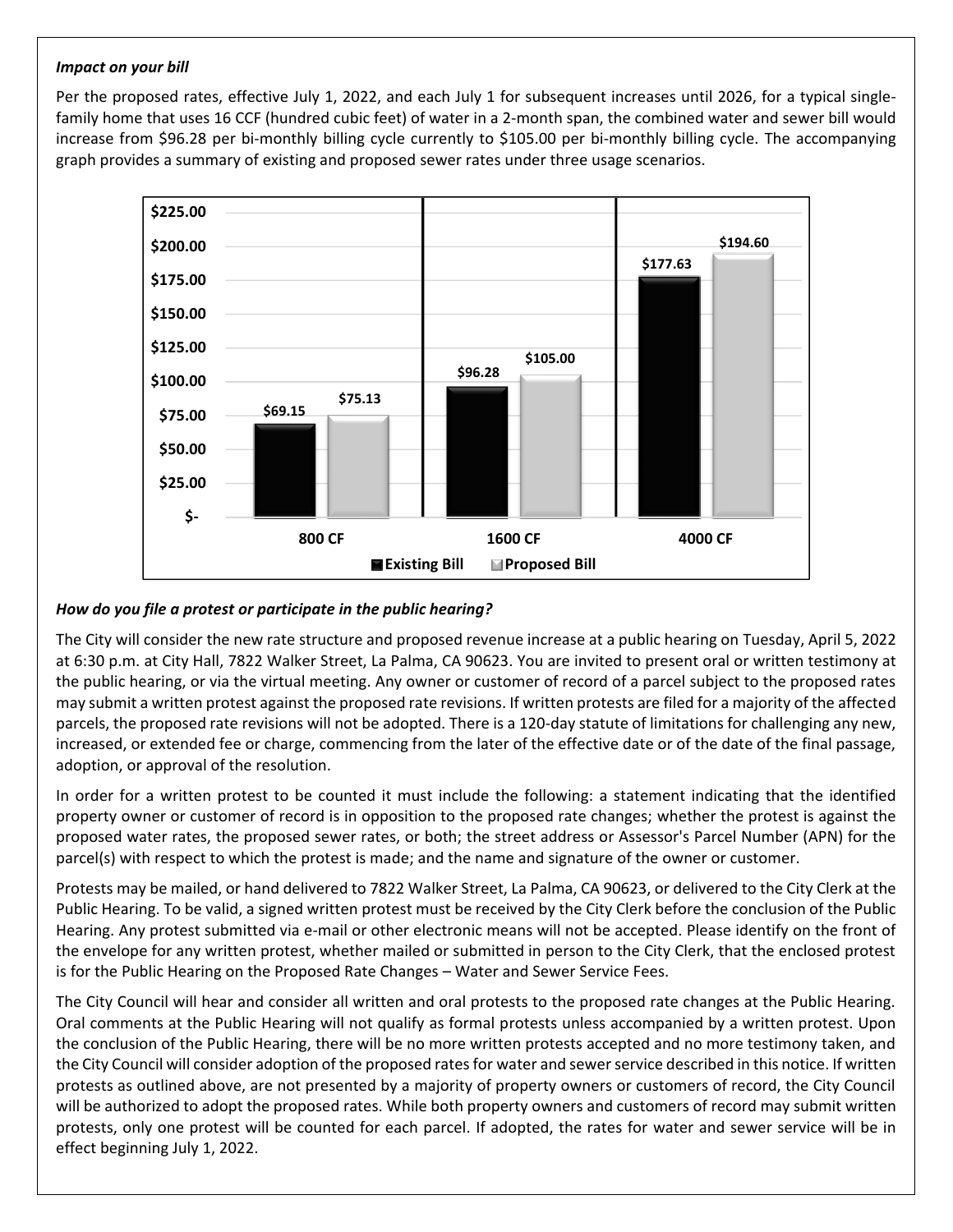***Impact on your bill***

Per the proposed rates, effective July 1, 2022, and each July 1 for subsequent increases until 2026, for a typical single-family home that uses 16 CCF (hundred cubic feet) of water in a 2-month span, the combined water and sewer bill would increase from $96.28 per bi-monthly billing cycle currently to $105.00 per bi-monthly billing cycle. The accompanying graph provides a summary of existing and proposed sewer rates under three usage scenarios.

$225.00
$200.00
$175.00
$150.00
$125.00
$100.00
$75.00
$50.00
$25.00
$-

$69.15
$75.13
$96.28
$105.00
$177.63
$194.60

800 CF
1600 CF
4000 CF

Existing Bill
Proposed Bill

***How do you file a protest or participate in the public hearing?***

The City will consider the new rate structure and proposed revenue increase at a public hearing on Tuesday, April 5, 2022 at 6:30 p.m. at City Hall, 7822 Walker Street, La Palma, CA 90623. You are invited to present oral or written testimony at the public hearing, or via the virtual meeting. Any owner or customer of record of a parcel subject to the proposed rates may submit a written protest against the proposed rate revisions. If written protests are filed for a majority of the affected parcels, the proposed rate revisions will not be adopted. There is a 120-day statute of limitations for challenging any new, increased, or extended fee or charge, commencing from the later of the effective date or of the date of the final passage, adoption, or approval of the resolution.

In order for a written protest to be counted it must include the following: a statement indicating that the identified property owner or customer of record is in opposition to the proposed rate changes; whether the protest is against the proposed water rates, the proposed sewer rates, or both; the street address or Assessor's Parcel Number (APN) for the parcel(s) with respect to which the protest is made; and the name and signature of the owner or customer.

Protests may be mailed, or hand delivered to 7822 Walker Street, La Palma, CA 90623, or delivered to the City Clerk at the Public Hearing. To be valid, a signed written protest must be received by the City Clerk before the conclusion of the Public Hearing. Any protest submitted via e-mail or other electronic means will not be accepted. Please identify on the front of the envelope for any written protest, whether mailed or submitted in person to the City Clerk, that the enclosed protest is for the Public Hearing on the Proposed Rate Changes – Water and Sewer Service Fees.

The City Council will hear and consider all written and oral protests to the proposed rate changes at the Public Hearing. Oral comments at the Public Hearing will not qualify as formal protests unless accompanied by a written protest. Upon the conclusion of the Public Hearing, there will be no more written protests accepted and no more testimony taken, and the City Council will consider adoption of the proposed rates for water and sewer service described in this notice. If written protests as outlined above, are not presented by a majority of property owners or customers of record, the City Council will be authorized to adopt the proposed rates. While both property owners and customers of record may submit written protests, only one protest will be counted for each parcel. If adopted, the rates for water and sewer service will be in effect beginning July 1, 2022.